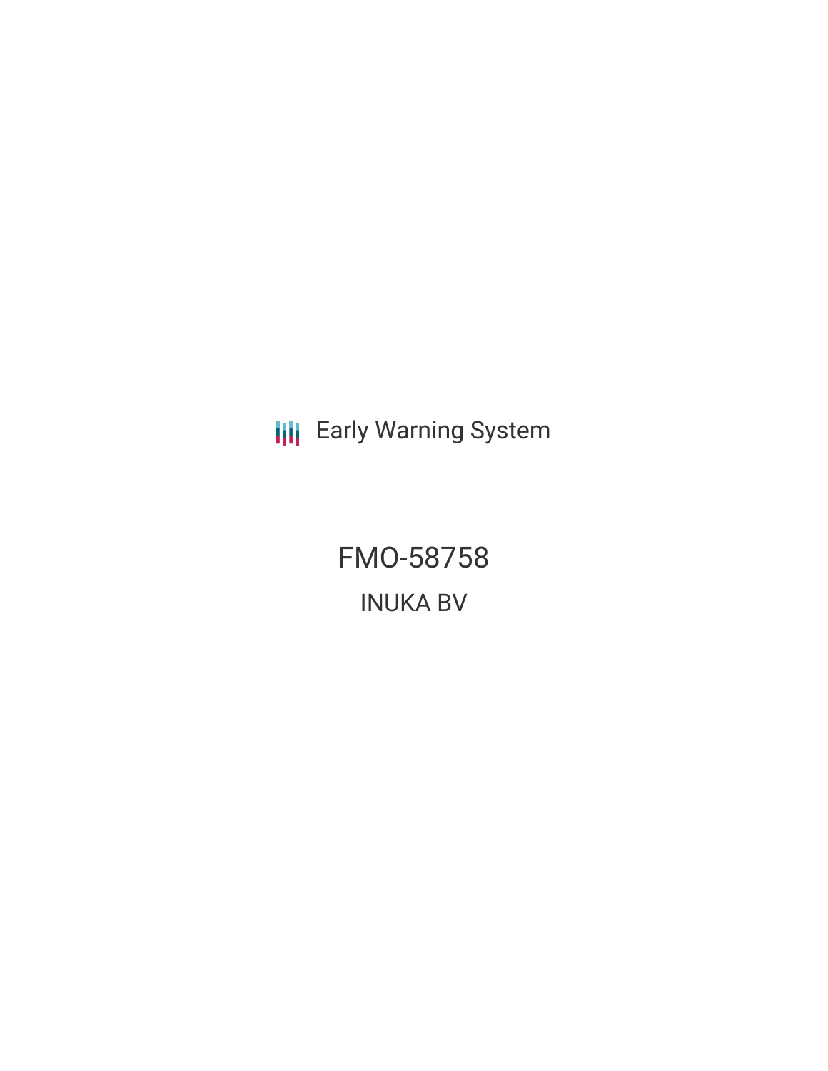Early Warning System

# FMO-58758

## INUKA BV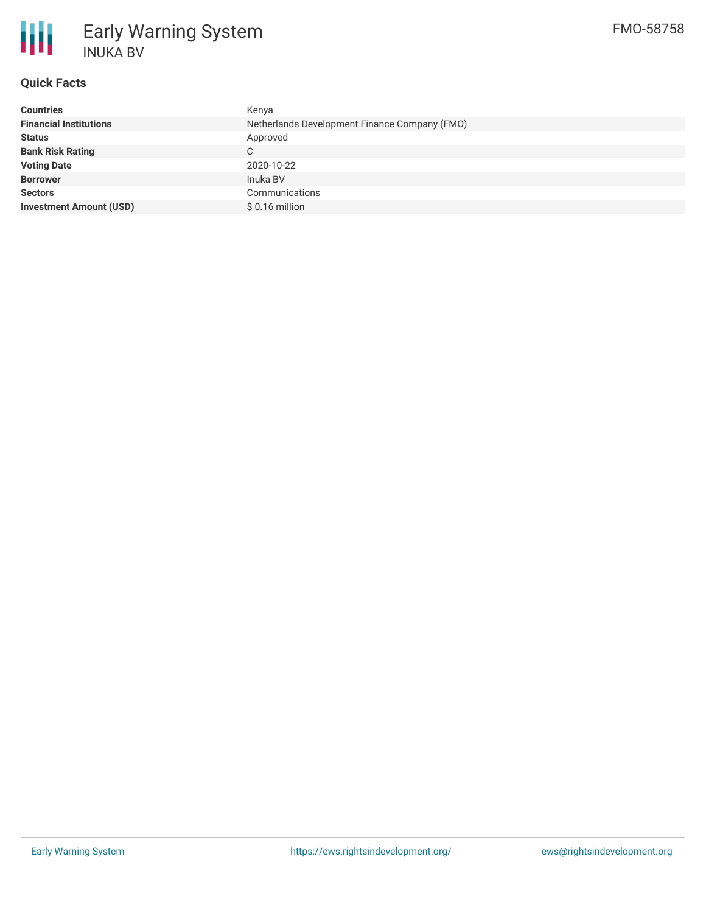# Early Warning System

INUKA BV

FMO-58758

## Quick Facts

| | |
|---|---|
| **Countries** | Kenya |
| **Financial Institutions** | Netherlands Development Finance Company (FMO) |
| **Status** | Approved |
| **Bank Risk Rating** | C |
| **Voting Date** | 2020-10-22 |
| **Borrower** | Inuka BV |
| **Sectors** | Communications |
| **Investment Amount (USD)** | $ 0.16 million |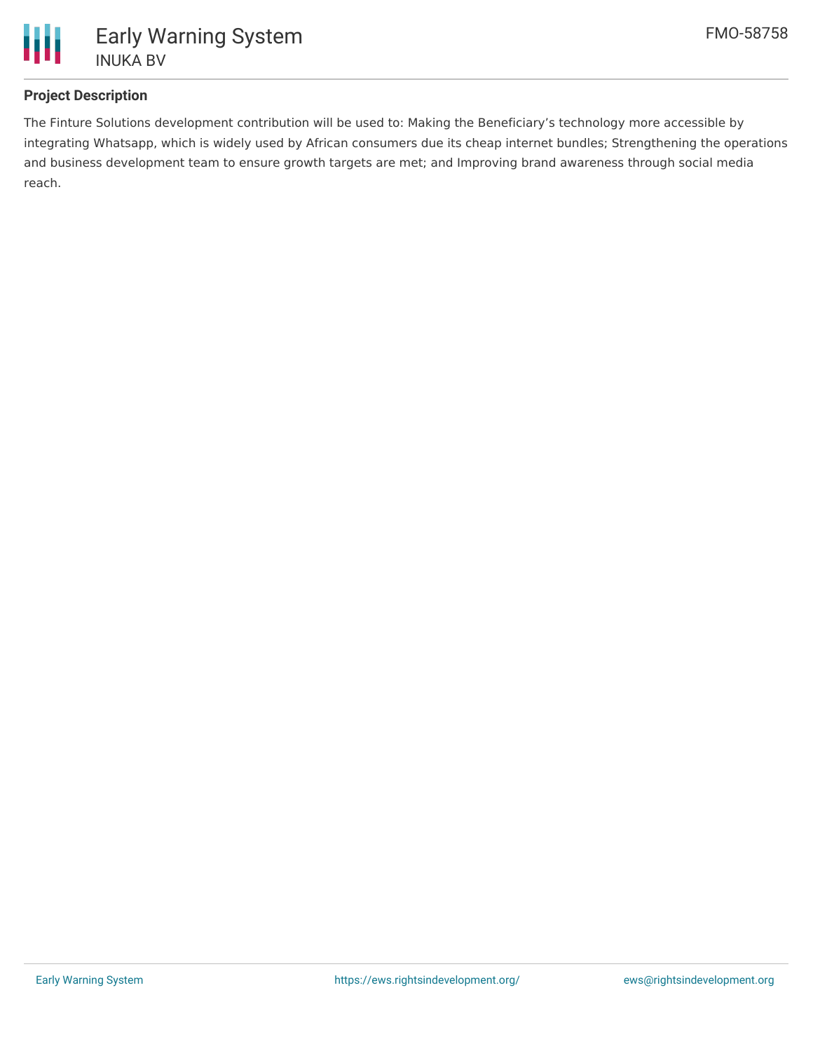## Project Description

The Finture Solutions development contribution will be used to: Making the Beneficiary’s technology more accessible by integrating Whatsapp, which is widely used by African consumers due its cheap internet bundles; Strengthening the operations and business development team to ensure growth targets are met; and Improving brand awareness through social media reach.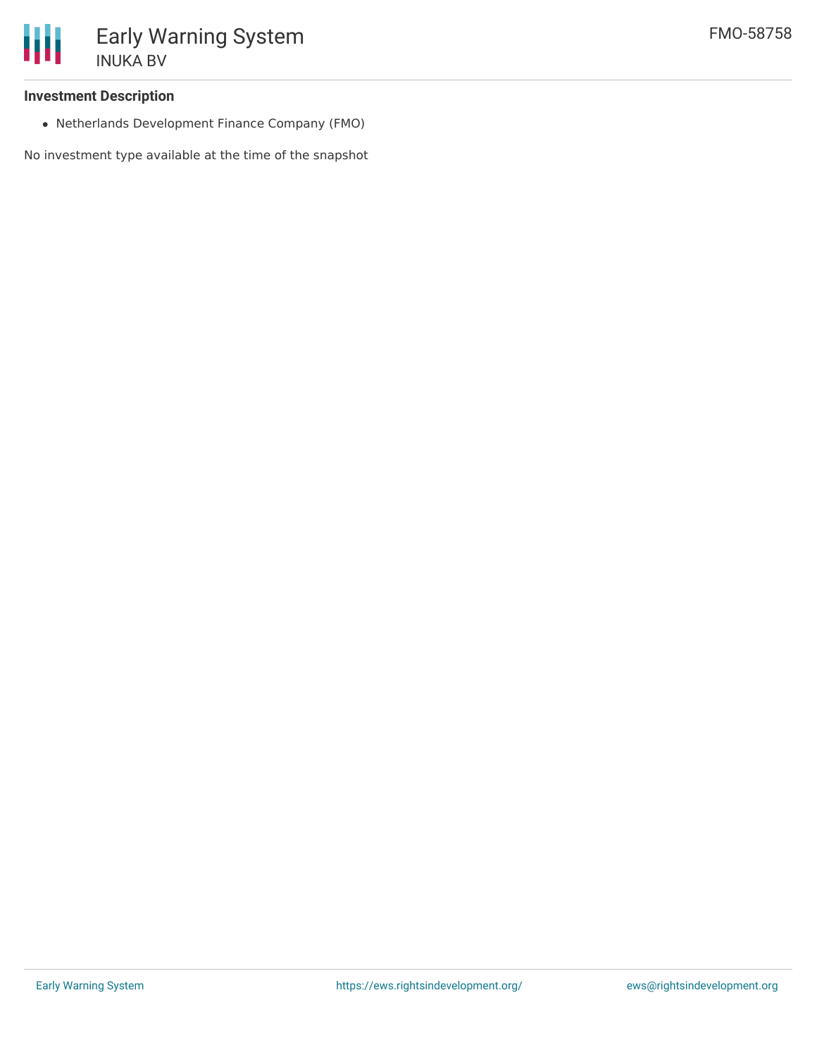### Investment Description

- Netherlands Development Finance Company (FMO)

No investment type available at the time of the snapshot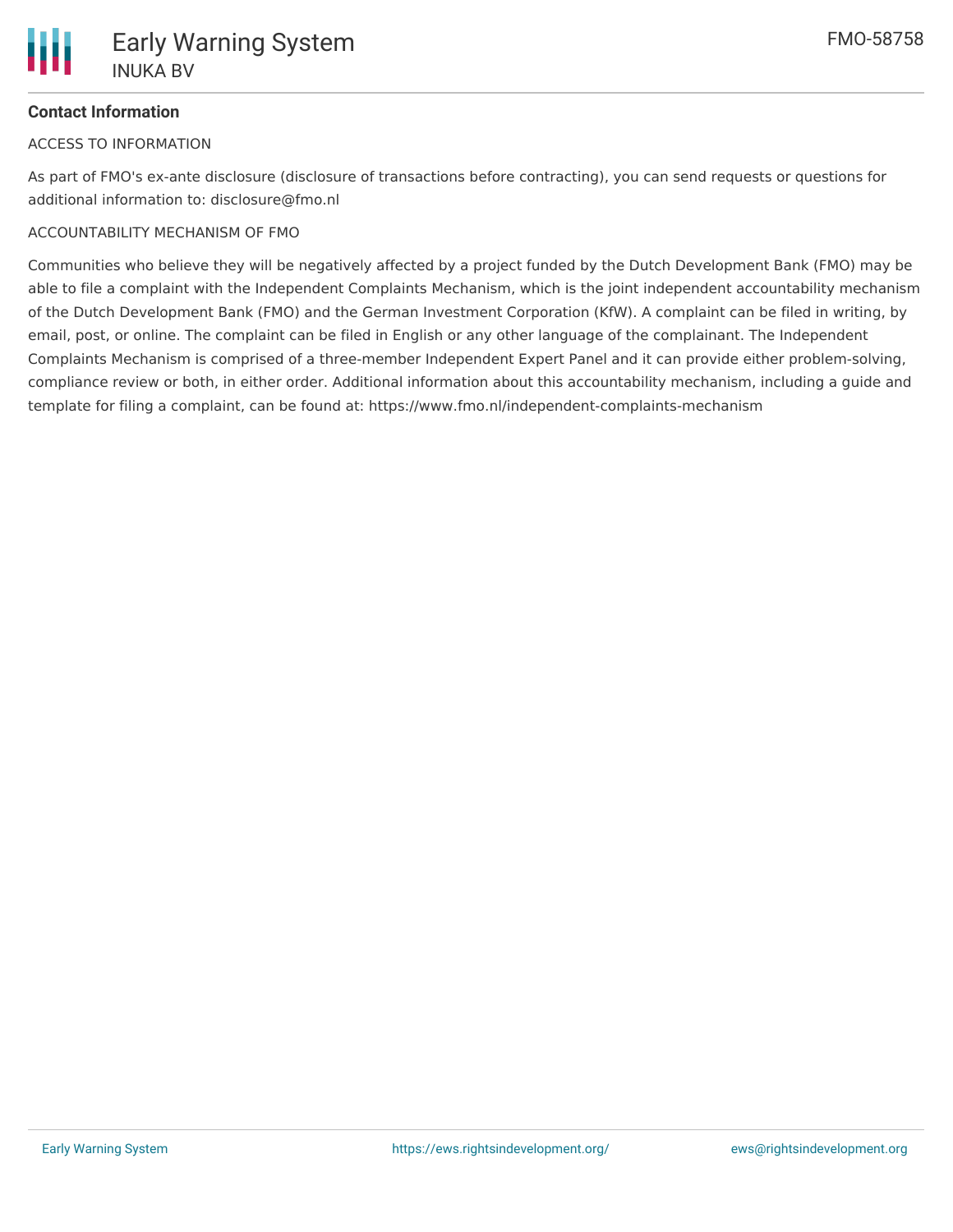## Contact Information

ACCESS TO INFORMATION

As part of FMO's ex-ante disclosure (disclosure of transactions before contracting), you can send requests or questions for additional information to: disclosure@fmo.nl

ACCOUNTABILITY MECHANISM OF FMO

Communities who believe they will be negatively affected by a project funded by the Dutch Development Bank (FMO) may be able to file a complaint with the Independent Complaints Mechanism, which is the joint independent accountability mechanism of the Dutch Development Bank (FMO) and the German Investment Corporation (KfW). A complaint can be filed in writing, by email, post, or online. The complaint can be filed in English or any other language of the complainant. The Independent Complaints Mechanism is comprised of a three-member Independent Expert Panel and it can provide either problem-solving, compliance review or both, in either order. Additional information about this accountability mechanism, including a guide and template for filing a complaint, can be found at: https://www.fmo.nl/independent-complaints-mechanism